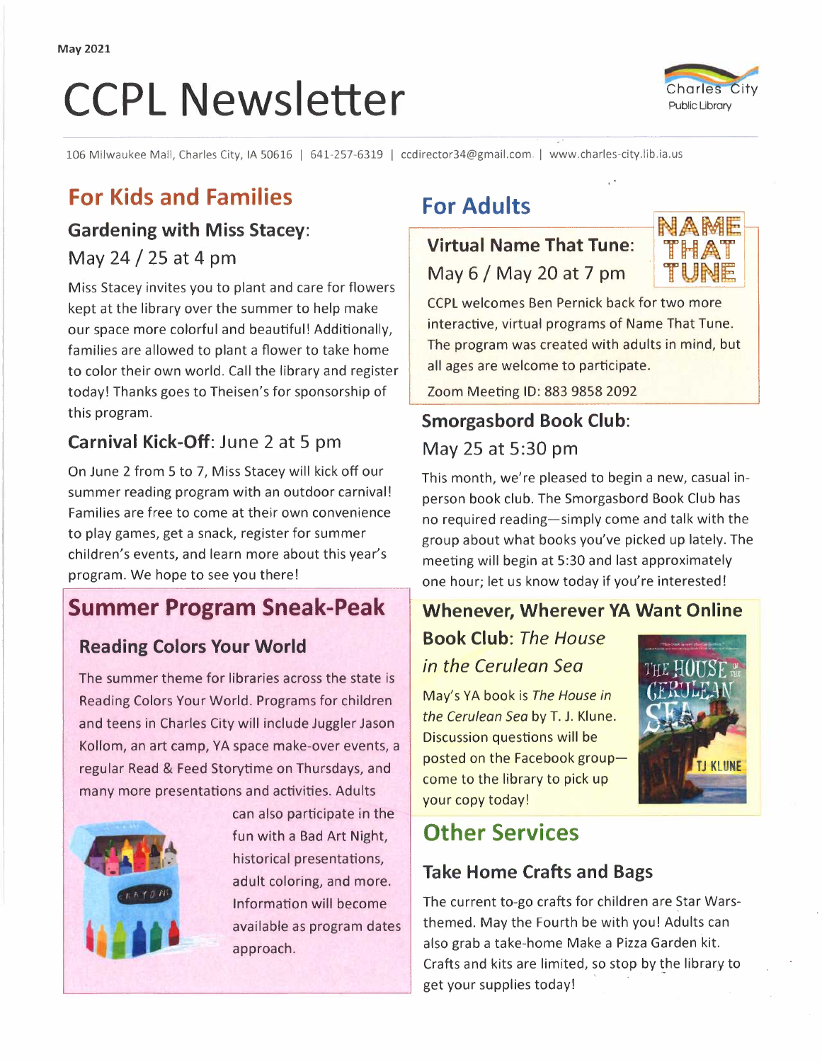May 2021

# CCPL Newsletter

Charles City Public Library

106 Milwaukee Mall, Charles City, IA 50616 | 641-257-6319 | ccdirector34@gmail.com | www.charles-city.lib.ia.us

## For Kids and Families

### Gardening with Miss Stacey: May 24 / 25 at 4 pm

Miss Stacey invites you to plant and care for flowers kept at the library over the summer to help make our space more colorful and beautiful! Additionally, families are allowed to plant a flower to take home to color their own world. Call the library and register today! Thanks goes to Theisen's for sponsorship of this program.

### Carnival Kick-Off: June 2 at 5 pm

On June 2 from 5 to 7, Miss Stacey will kick off our summer reading program with an outdoor carnival! Families are free to come at their own convenience to play games, get a snack, register for summer children's events, and learn more about this year's program. We hope to see you there!

## Summer Program Sneak-Peak

### Reading Colors Your World

The summer theme for libraries across the state is Reading Colors Your World. Programs for children and teens in Charles City will include Juggler Jason Kollom, an art camp, YA space make-over events, a regular Read & Feed Storytime on Thursdays, and many more presentations and activities. Adults can also participate in the fun with a Bad Art Night, historical presentations, adult coloring, and more. Information will become available as program dates approach.

## For Adults

### Virtual Name That Tune: May 6 / May 20 at 7 pm

NAME THAT TUNE

CCPL welcomes Ben Pernick back for two more interactive, virtual programs of Name That Tune. The program was created with adults in mind, but all ages are welcome to participate.

Zoom Meeting ID: 883 9858 2092

### Smorgasbord Book Club: May 25 at 5:30 pm

This month, we're pleased to begin a new, casual in-person book club. The Smorgasbord Book Club has no required reading—simply come and talk with the group about what books you've picked up lately. The meeting will begin at 5:30 and last approximately one hour; let us know today if you're interested!

### Whenever, Wherever YA Want Online Book Club: *The House in the Cerulean Sea*

May's YA book is *The House in the Cerulean Sea* by T. J. Klune. Discussion questions will be posted on the Facebook group—come to the library to pick up your copy today!

## Other Services

### Take Home Crafts and Bags

The current to-go crafts for children are Star Wars-themed. May the Fourth be with you! Adults can also grab a take-home Make a Pizza Garden kit. Crafts and kits are limited, so stop by the library to get your supplies today!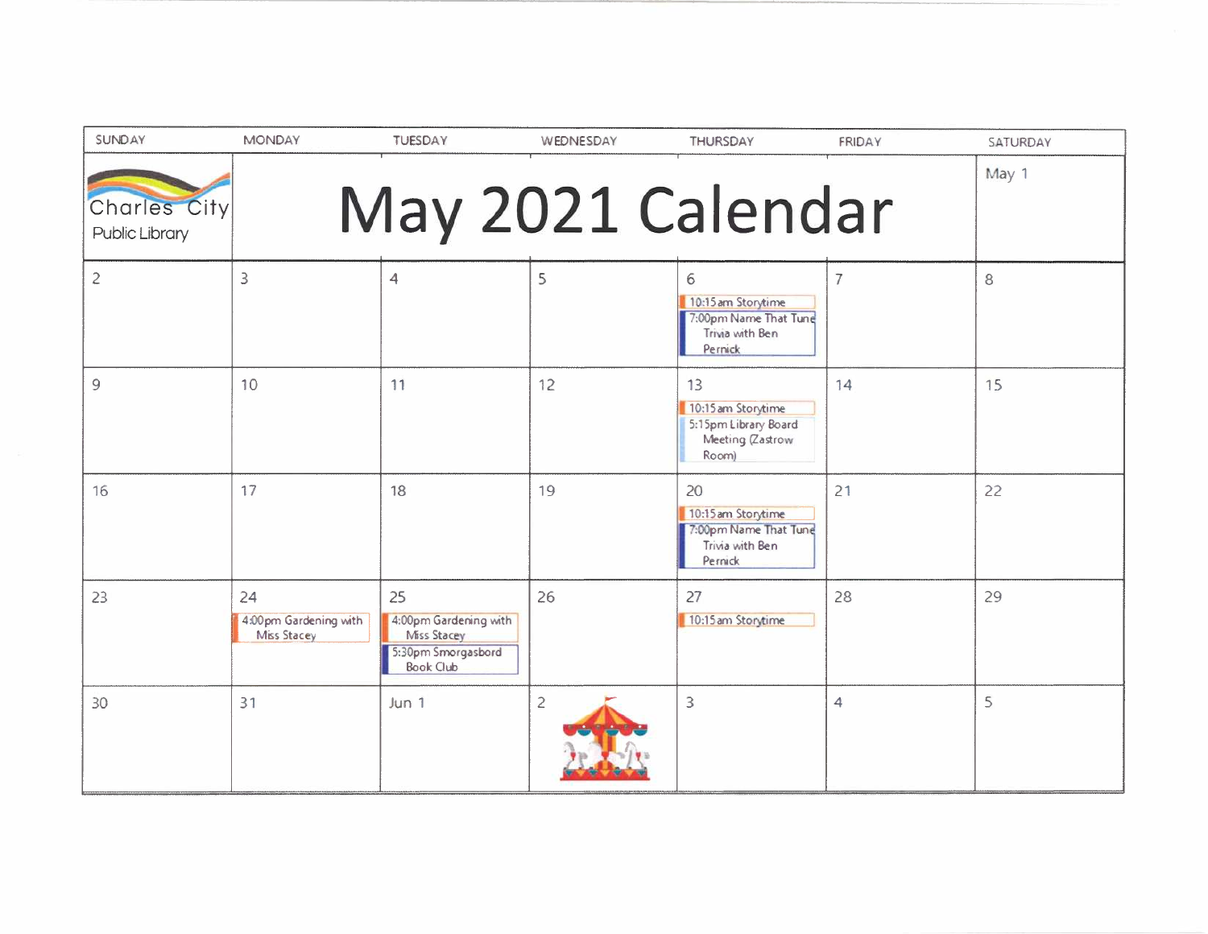# May 2021 Calendar

Charles City Public Library

| SUNDAY | MONDAY | TUESDAY | WEDNESDAY | THURSDAY | FRIDAY | SATURDAY |
| --- | --- | --- | --- | --- | --- | --- |
| | | | | | | May 1 |
| 2 | 3 | 4 | 5 | 6<br>10:15am Storytime<br>7:00pm Name That Tune Trivia with Ben Pernick | 7 | 8 |
| 9 | 10 | 11 | 12 | 13<br>10:15am Storytime<br>5:15pm Library Board Meeting (Zastrow Room) | 14 | 15 |
| 16 | 17 | 18 | 19 | 20<br>10:15am Storytime<br>7:00pm Name That Tune Trivia with Ben Pernick | 21 | 22 |
| 23 | 24<br>4:00pm Gardening with Miss Stacey | 25<br>4:00pm Gardening with Miss Stacey<br>5:30pm Smorgasbord Book Club | 26 | 27<br>10:15am Storytime | 28 | 29 |
| 30 | 31 | Jun 1 | 2 | 3 | 4 | 5 |